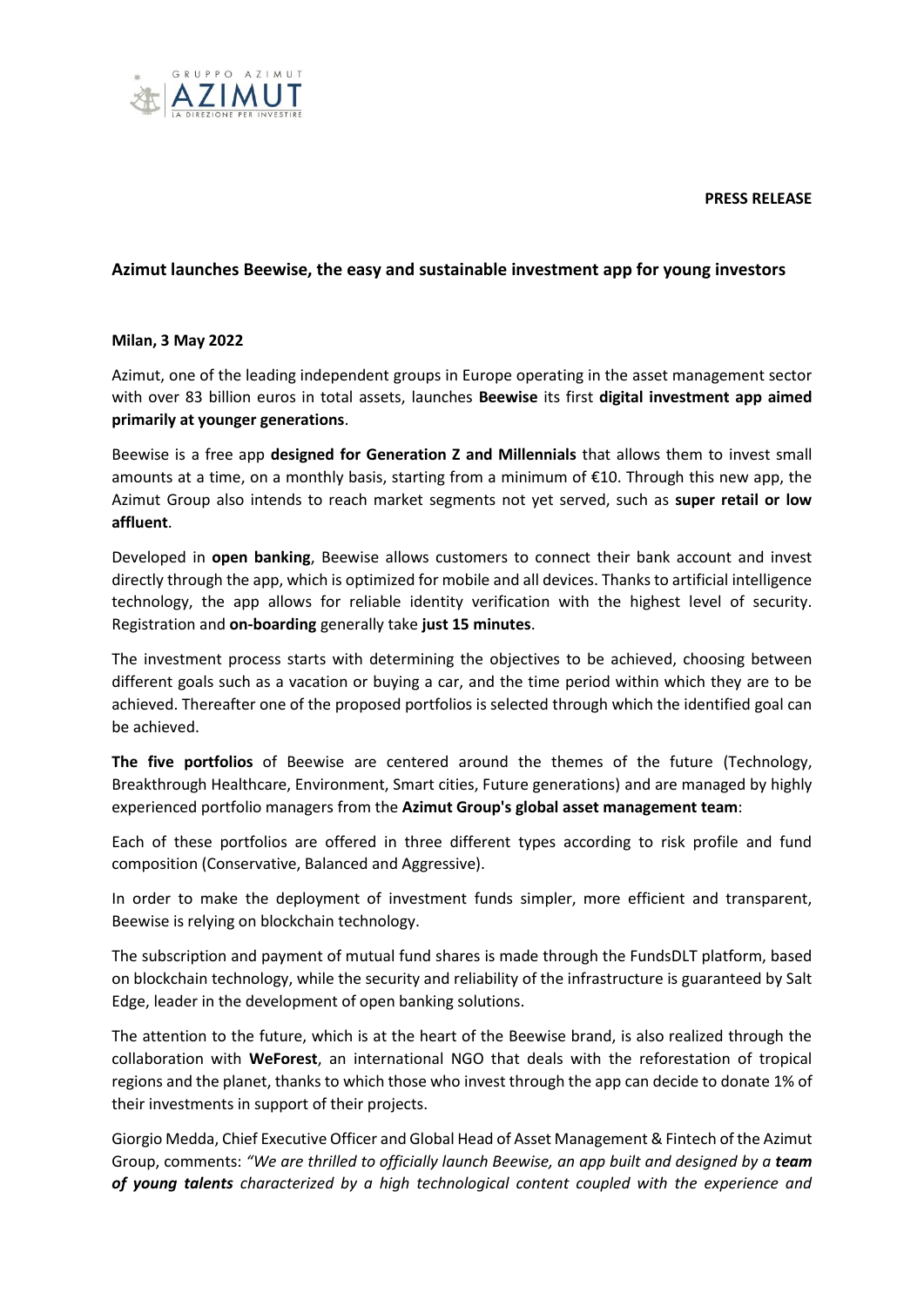**PRESS RELEASE**

## Azimut launches Beewise, the easy and sustainable investment app for young investors

**Milan, 3 May 2022**

Azimut, one of the leading independent groups in Europe operating in the asset management sector with over 83 billion euros in total assets, launches **Beewise** its first **digital investment app aimed primarily at younger generations**.

Beewise is a free app **designed for Generation Z and Millennials** that allows them to invest small amounts at a time, on a monthly basis, starting from a minimum of €10. Through this new app, the Azimut Group also intends to reach market segments not yet served, such as **super retail or low affluent**.

Developed in **open banking**, Beewise allows customers to connect their bank account and invest directly through the app, which is optimized for mobile and all devices. Thanks to artificial intelligence technology, the app allows for reliable identity verification with the highest level of security. Registration and **on-boarding** generally take **just 15 minutes**.

The investment process starts with determining the objectives to be achieved, choosing between different goals such as a vacation or buying a car, and the time period within which they are to be achieved. Thereafter one of the proposed portfolios is selected through which the identified goal can be achieved.

**The five portfolios** of Beewise are centered around the themes of the future (Technology, Breakthrough Healthcare, Environment, Smart cities, Future generations) and are managed by highly experienced portfolio managers from the **Azimut Group's global asset management team**:

Each of these portfolios are offered in three different types according to risk profile and fund composition (Conservative, Balanced and Aggressive).

In order to make the deployment of investment funds simpler, more efficient and transparent, Beewise is relying on blockchain technology.

The subscription and payment of mutual fund shares is made through the FundsDLT platform, based on blockchain technology, while the security and reliability of the infrastructure is guaranteed by Salt Edge, leader in the development of open banking solutions.

The attention to the future, which is at the heart of the Beewise brand, is also realized through the collaboration with **WeForest**, an international NGO that deals with the reforestation of tropical regions and the planet, thanks to which those who invest through the app can decide to donate 1% of their investments in support of their projects.

Giorgio Medda, Chief Executive Officer and Global Head of Asset Management & Fintech of the Azimut Group, comments: *"We are thrilled to officially launch Beewise, an app built and designed by a **team of young talents** characterized by a high technological content coupled with the experience and*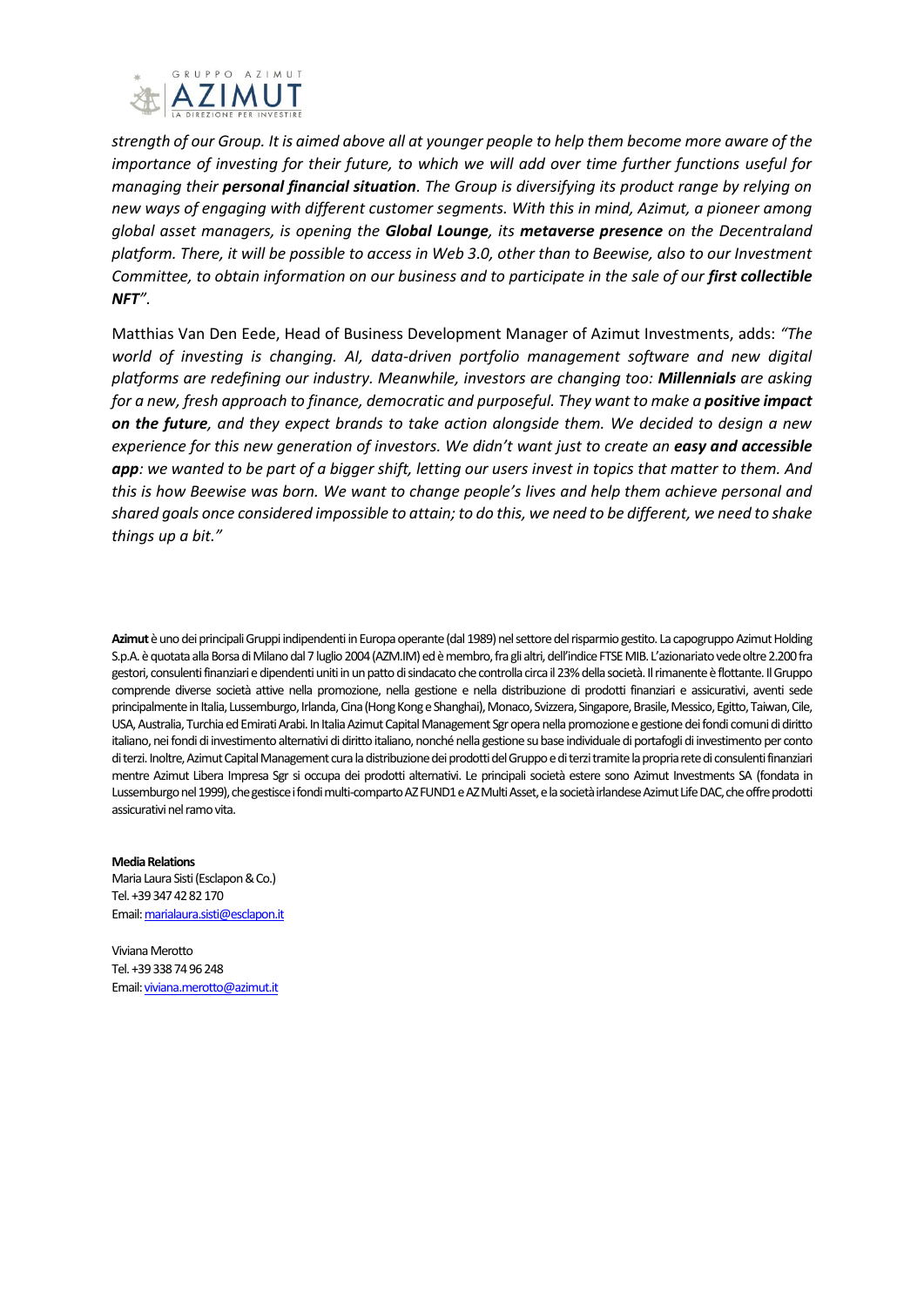*strength of our Group. It is aimed above all at younger people to help them become more aware of the importance of investing for their future, to which we will add over time further functions useful for managing their **personal financial situation**. The Group is diversifying its product range by relying on new ways of engaging with different customer segments. With this in mind, Azimut, a pioneer among global asset managers, is opening the **Global Lounge**, its **metaverse presence** on the Decentraland platform. There, it will be possible to access in Web 3.0, other than to Beewise, also to our Investment Committee, to obtain information on our business and to participate in the sale of our **first collectible NFT**".*

Matthias Van Den Eede, Head of Business Development Manager of Azimut Investments, adds: *"The world of investing is changing. AI, data-driven portfolio management software and new digital platforms are redefining our industry. Meanwhile, investors are changing too: **Millennials** are asking for a new, fresh approach to finance, democratic and purposeful. They want to make a **positive impact on the future**, and they expect brands to take action alongside them. We decided to design a new experience for this new generation of investors. We didn't want just to create an **easy and accessible app**: we wanted to be part of a bigger shift, letting our users invest in topics that matter to them. And this is how Beewise was born. We want to change people's lives and help them achieve personal and shared goals once considered impossible to attain; to do this, we need to be different, we need to shake things up a bit."*

**Azimut** è uno dei principali Gruppi indipendenti in Europa operante (dal 1989) nel settore del risparmio gestito. La capogruppo Azimut Holding S.p.A. è quotata alla Borsa di Milano dal 7 luglio 2004 (AZM.IM) ed è membro, fra gli altri, dell'indice FTSE MIB. L'azionariato vede oltre 2.200 fra gestori, consulenti finanziari e dipendenti uniti in un patto di sindacato che controlla circa il 23% della società. Il rimanente è flottante. Il Gruppo comprende diverse società attive nella promozione, nella gestione e nella distribuzione di prodotti finanziari e assicurativi, aventi sede principalmente in Italia, Lussemburgo, Irlanda, Cina (Hong Kong e Shanghai), Monaco, Svizzera, Singapore, Brasile, Messico, Egitto, Taiwan, Cile, USA, Australia, Turchia ed Emirati Arabi. In Italia Azimut Capital Management Sgr opera nella promozione e gestione dei fondi comuni di diritto italiano, nei fondi di investimento alternativi di diritto italiano, nonché nella gestione su base individuale di portafogli di investimento per conto di terzi. Inoltre, Azimut Capital Management cura la distribuzione dei prodotti del Gruppo e di terzi tramite la propria rete di consulenti finanziari mentre Azimut Libera Impresa Sgr si occupa dei prodotti alternativi. Le principali società estere sono Azimut Investments SA (fondata in Lussemburgo nel 1999), che gestisce i fondi multi-comparto AZ FUND1 e AZ Multi Asset, e la società irlandese Azimut Life DAC, che offre prodotti assicurativi nel ramo vita.

**Media Relations**
Maria Laura Sisti (Esclapon & Co.)
Tel. +39 347 42 82 170
Email: marialaura.sisti@esclapon.it

Viviana Merotto
Tel. +39 338 74 96 248
Email: viviana.merotto@azimut.it